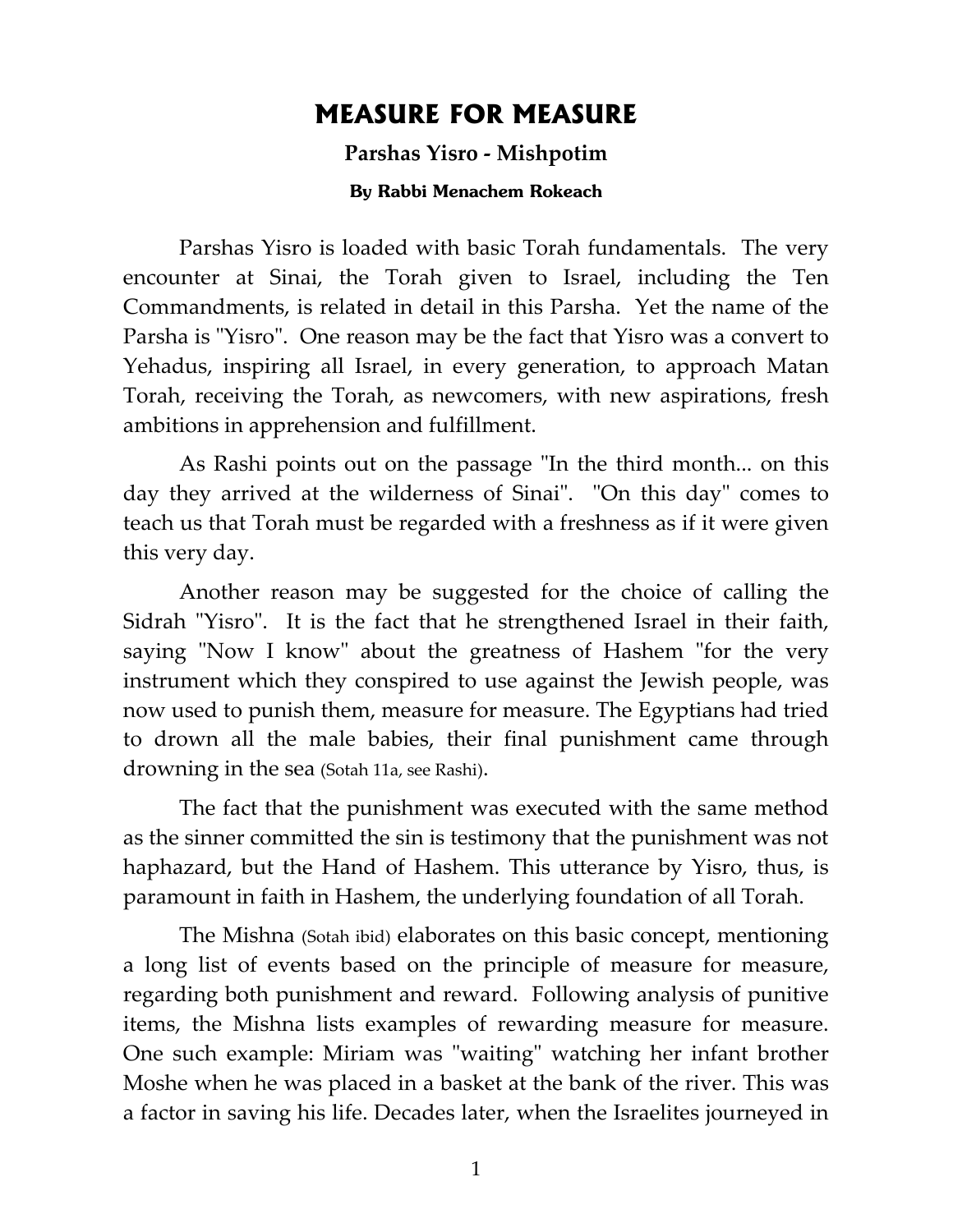# MEASURE FOR MEASURE

### Parshas Yisro - Mishpotim

#### By Rabbi Menachem Rokeach

Parshas Yisro is loaded with basic Torah fundamentals. The very encounter at Sinai, the Torah given to Israel, including the Ten Commandments, is related in detail in this Parsha. Yet the name of the Parsha is "Yisro". One reason may be the fact that Yisro was a convert to Yehadus, inspiring all Israel, in every generation, to approach Matan Torah, receiving the Torah, as newcomers, with new aspirations, fresh ambitions in apprehension and fulfillment.

As Rashi points out on the passage "In the third month... on this day they arrived at the wilderness of Sinai". "On this day" comes to teach us that Torah must be regarded with a freshness as if it were given this very day.

Another reason may be suggested for the choice of calling the Sidrah "Yisro". It is the fact that he strengthened Israel in their faith, saying "Now I know" about the greatness of Hashem "for the very instrument which they conspired to use against the Jewish people, was now used to punish them, measure for measure. The Egyptians had tried to drown all the male babies, their final punishment came through drowning in the sea (Sotah 11a, see Rashi).

The fact that the punishment was executed with the same method as the sinner committed the sin is testimony that the punishment was not haphazard, but the Hand of Hashem. This utterance by Yisro, thus, is paramount in faith in Hashem, the underlying foundation of all Torah.

The Mishna (Sotah ibid) elaborates on this basic concept, mentioning a long list of events based on the principle of measure for measure, regarding both punishment and reward. Following analysis of punitive items, the Mishna lists examples of rewarding measure for measure. One such example: Miriam was "waiting" watching her infant brother Moshe when he was placed in a basket at the bank of the river. This was a factor in saving his life. Decades later, when the Israelites journeyed in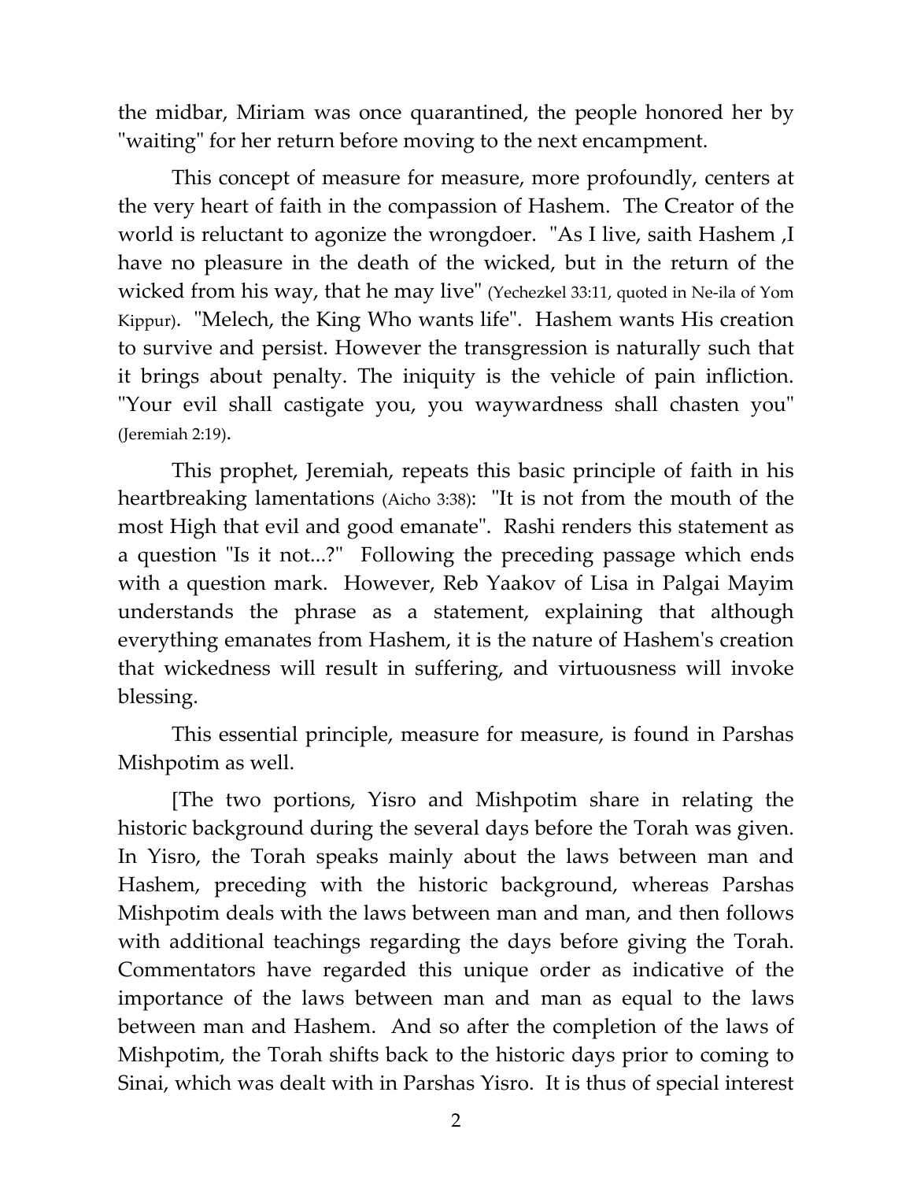the midbar, Miriam was once quarantined, the people honored her by "waiting" for her return before moving to the next encampment.

This concept of measure for measure, more profoundly, centers at the very heart of faith in the compassion of Hashem. The Creator of the world is reluctant to agonize the wrongdoer. "As I live, saith Hashem ,I have no pleasure in the death of the wicked, but in the return of the wicked from his way, that he may live" (Yechezkel 33:11, quoted in Ne-ila of Yom Kippur). "Melech, the King Who wants life". Hashem wants His creation to survive and persist. However the transgression is naturally such that it brings about penalty. The iniquity is the vehicle of pain infliction. "Your evil shall castigate you, you waywardness shall chasten you" (Jeremiah 2:19).

This prophet, Jeremiah, repeats this basic principle of faith in his heartbreaking lamentations (Aicho 3:38): "It is not from the mouth of the most High that evil and good emanate". Rashi renders this statement as a question "Is it not...?" Following the preceding passage which ends with a question mark. However, Reb Yaakov of Lisa in Palgai Mayim understands the phrase as a statement, explaining that although everything emanates from Hashem, it is the nature of Hashem's creation that wickedness will result in suffering, and virtuousness will invoke blessing.

This essential principle, measure for measure, is found in Parshas Mishpotim as well.

[The two portions, Yisro and Mishpotim share in relating the historic background during the several days before the Torah was given. In Yisro, the Torah speaks mainly about the laws between man and Hashem, preceding with the historic background, whereas Parshas Mishpotim deals with the laws between man and man, and then follows with additional teachings regarding the days before giving the Torah. Commentators have regarded this unique order as indicative of the importance of the laws between man and man as equal to the laws between man and Hashem. And so after the completion of the laws of Mishpotim, the Torah shifts back to the historic days prior to coming to Sinai, which was dealt with in Parshas Yisro. It is thus of special interest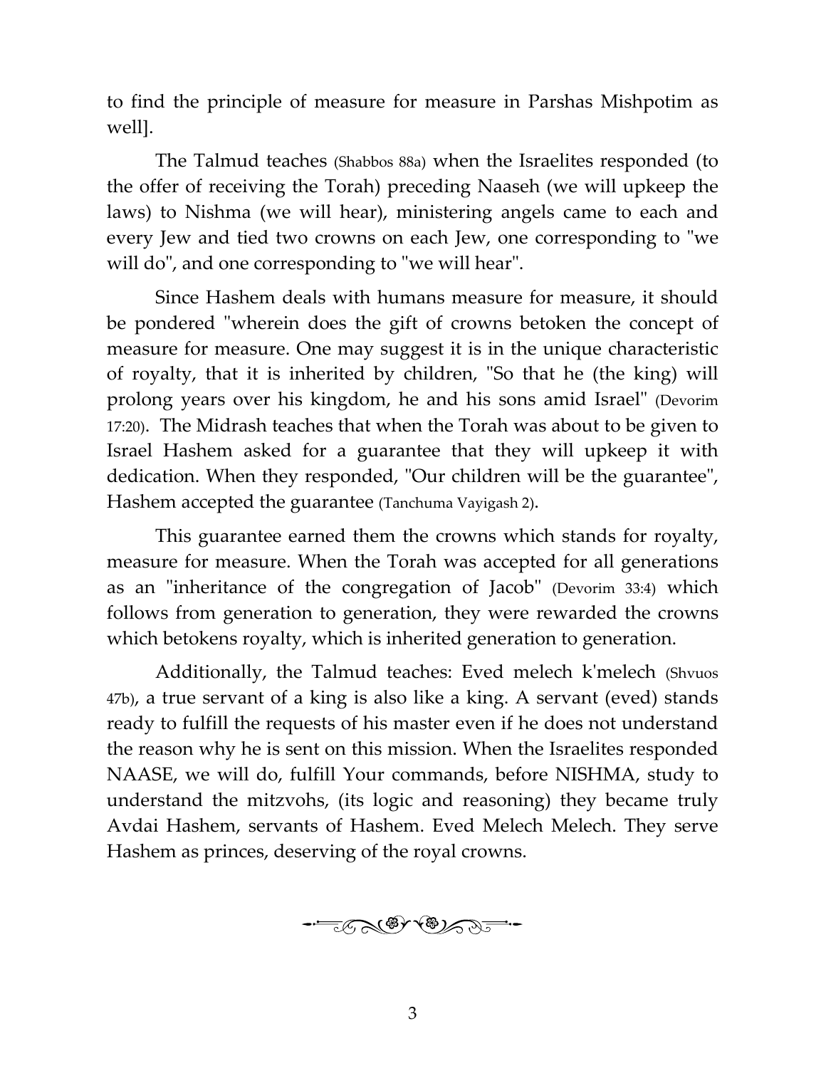to find the principle of measure for measure in Parshas Mishpotim as well].

The Talmud teaches (Shabbos 88a) when the Israelites responded (to the offer of receiving the Torah) preceding Naaseh (we will upkeep the laws) to Nishma (we will hear), ministering angels came to each and every Jew and tied two crowns on each Jew, one corresponding to "we will do", and one corresponding to "we will hear".

Since Hashem deals with humans measure for measure, it should be pondered "wherein does the gift of crowns betoken the concept of measure for measure. One may suggest it is in the unique characteristic of royalty, that it is inherited by children, "So that he (the king) will prolong years over his kingdom, he and his sons amid Israel" (Devorim 17:20). The Midrash teaches that when the Torah was about to be given to Israel Hashem asked for a guarantee that they will upkeep it with dedication. When they responded, "Our children will be the guarantee", Hashem accepted the guarantee (Tanchuma Vayigash 2).

This guarantee earned them the crowns which stands for royalty, measure for measure. When the Torah was accepted for all generations as an "inheritance of the congregation of Jacob" (Devorim 33:4) which follows from generation to generation, they were rewarded the crowns which betokens royalty, which is inherited generation to generation.

Additionally, the Talmud teaches: Eved melech k'melech (Shvuos 47b), a true servant of a king is also like a king. A servant (eved) stands ready to fulfill the requests of his master even if he does not understand the reason why he is sent on this mission. When the Israelites responded NAASE, we will do, fulfill Your commands, before NISHMA, study to understand the mitzvohs, (its logic and reasoning) they became truly Avdai Hashem, servants of Hashem. Eved Melech Melech. They serve Hashem as princes, deserving of the royal crowns.